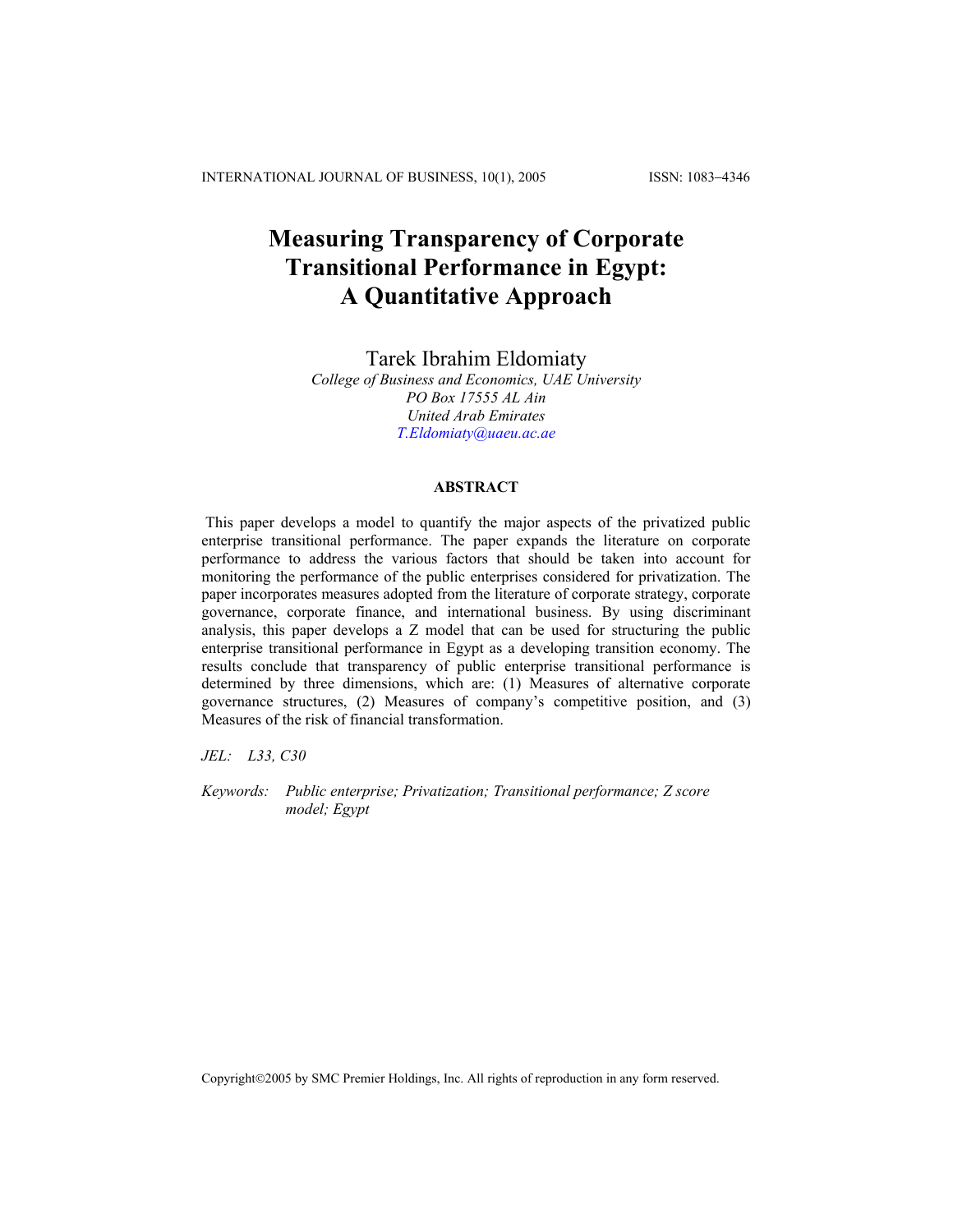# Measuring Transparency of Corporate Transitional Performance in Egypt: A Quantitative Approach

Tarek Ibrahim Eldomiaty
*College of Business and Economics, UAE University*
*PO Box 17555 AL Ain*
*United Arab Emirates*
*T.Eldomiaty@uaeu.ac.ae*

## ABSTRACT

This paper develops a model to quantify the major aspects of the privatized public enterprise transitional performance. The paper expands the literature on corporate performance to address the various factors that should be taken into account for monitoring the performance of the public enterprises considered for privatization. The paper incorporates measures adopted from the literature of corporate strategy, corporate governance, corporate finance, and international business. By using discriminant analysis, this paper develops a Z model that can be used for structuring the public enterprise transitional performance in Egypt as a developing transition economy. The results conclude that transparency of public enterprise transitional performance is determined by three dimensions, which are: (1) Measures of alternative corporate governance structures, (2) Measures of company's competitive position, and (3) Measures of the risk of financial transformation.

*JEL:* *L33, C30*

*Keywords:* *Public enterprise; Privatization; Transitional performance; Z score model; Egypt*

Copyright©2005 by SMC Premier Holdings, Inc. All rights of reproduction in any form reserved.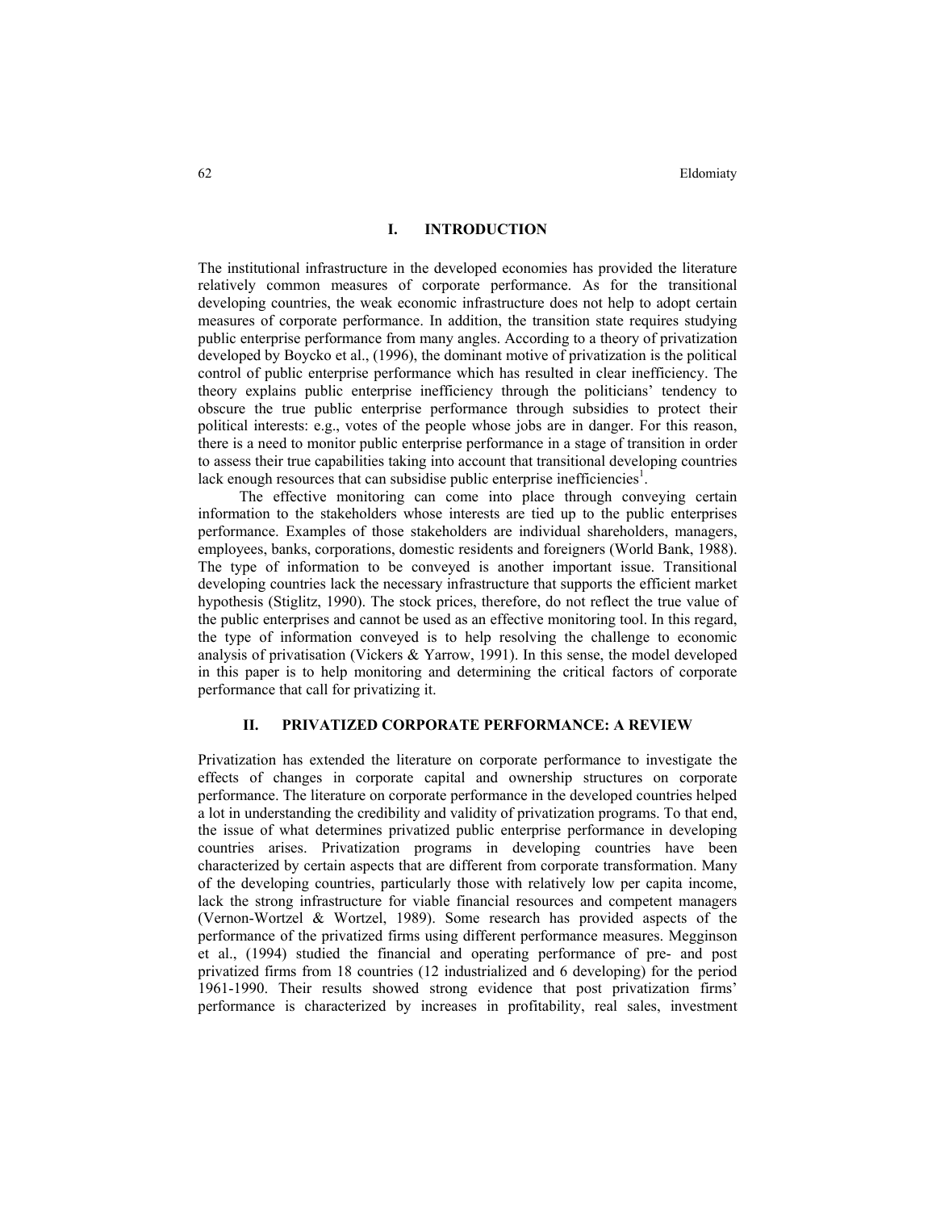## I. INTRODUCTION

The institutional infrastructure in the developed economies has provided the literature relatively common measures of corporate performance. As for the transitional developing countries, the weak economic infrastructure does not help to adopt certain measures of corporate performance. In addition, the transition state requires studying public enterprise performance from many angles. According to a theory of privatization developed by Boycko et al., (1996), the dominant motive of privatization is the political control of public enterprise performance which has resulted in clear inefficiency. The theory explains public enterprise inefficiency through the politicians' tendency to obscure the true public enterprise performance through subsidies to protect their political interests: e.g., votes of the people whose jobs are in danger. For this reason, there is a need to monitor public enterprise performance in a stage of transition in order to assess their true capabilities taking into account that transitional developing countries lack enough resources that can subsidise public enterprise inefficiencies[1].

The effective monitoring can come into place through conveying certain information to the stakeholders whose interests are tied up to the public enterprises performance. Examples of those stakeholders are individual shareholders, managers, employees, banks, corporations, domestic residents and foreigners (World Bank, 1988). The type of information to be conveyed is another important issue. Transitional developing countries lack the necessary infrastructure that supports the efficient market hypothesis (Stiglitz, 1990). The stock prices, therefore, do not reflect the true value of the public enterprises and cannot be used as an effective monitoring tool. In this regard, the type of information conveyed is to help resolving the challenge to economic analysis of privatisation (Vickers & Yarrow, 1991). In this sense, the model developed in this paper is to help monitoring and determining the critical factors of corporate performance that call for privatizing it.

## II. PRIVATIZED CORPORATE PERFORMANCE: A REVIEW

Privatization has extended the literature on corporate performance to investigate the effects of changes in corporate capital and ownership structures on corporate performance. The literature on corporate performance in the developed countries helped a lot in understanding the credibility and validity of privatization programs. To that end, the issue of what determines privatized public enterprise performance in developing countries arises. Privatization programs in developing countries have been characterized by certain aspects that are different from corporate transformation. Many of the developing countries, particularly those with relatively low per capita income, lack the strong infrastructure for viable financial resources and competent managers (Vernon-Wortzel & Wortzel, 1989). Some research has provided aspects of the performance of the privatized firms using different performance measures. Megginson et al., (1994) studied the financial and operating performance of pre- and post privatized firms from 18 countries (12 industrialized and 6 developing) for the period 1961-1990. Their results showed strong evidence that post privatization firms' performance is characterized by increases in profitability, real sales, investment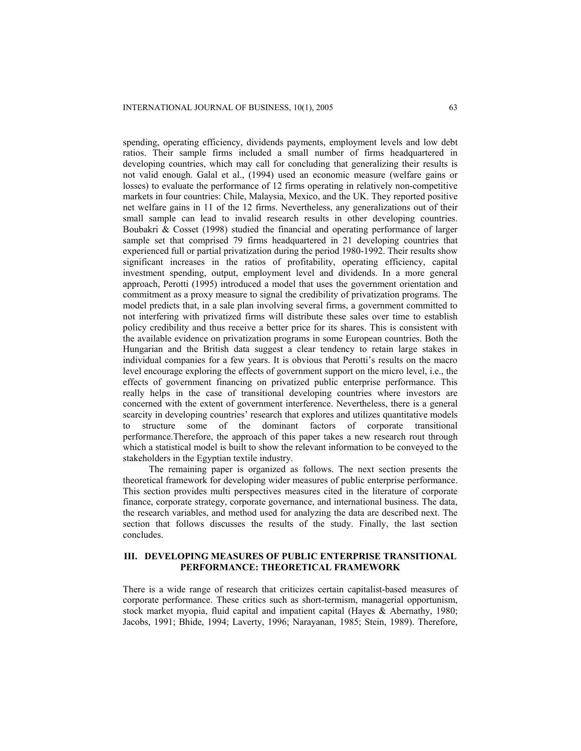spending, operating efficiency, dividends payments, employment levels and low debt ratios. Their sample firms included a small number of firms headquartered in developing countries, which may call for concluding that generalizing their results is not valid enough. Galal et al., (1994) used an economic measure (welfare gains or losses) to evaluate the performance of 12 firms operating in relatively non-competitive markets in four countries: Chile, Malaysia, Mexico, and the UK. They reported positive net welfare gains in 11 of the 12 firms. Nevertheless, any generalizations out of their small sample can lead to invalid research results in other developing countries. Boubakri & Cosset (1998) studied the financial and operating performance of larger sample set that comprised 79 firms headquartered in 21 developing countries that experienced full or partial privatization during the period 1980-1992. Their results show significant increases in the ratios of profitability, operating efficiency, capital investment spending, output, employment level and dividends. In a more general approach, Perotti (1995) introduced a model that uses the government orientation and commitment as a proxy measure to signal the credibility of privatization programs. The model predicts that, in a sale plan involving several firms, a government committed to not interfering with privatized firms will distribute these sales over time to establish policy credibility and thus receive a better price for its shares. This is consistent with the available evidence on privatization programs in some European countries. Both the Hungarian and the British data suggest a clear tendency to retain large stakes in individual companies for a few years. It is obvious that Perotti's results on the macro level encourage exploring the effects of government support on the micro level, i.e., the effects of government financing on privatized public enterprise performance. This really helps in the case of transitional developing countries where investors are concerned with the extent of government interference. Nevertheless, there is a general scarcity in developing countries' research that explores and utilizes quantitative models to structure some of the dominant factors of corporate transitional performance.Therefore, the approach of this paper takes a new research rout through which a statistical model is built to show the relevant information to be conveyed to the stakeholders in the Egyptian textile industry.

The remaining paper is organized as follows. The next section presents the theoretical framework for developing wider measures of public enterprise performance. This section provides multi perspectives measures cited in the literature of corporate finance, corporate strategy, corporate governance, and international business. The data, the research variables, and method used for analyzing the data are described next. The section that follows discusses the results of the study. Finally, the last section concludes.

## III. DEVELOPING MEASURES OF PUBLIC ENTERPRISE TRANSITIONAL PERFORMANCE: THEORETICAL FRAMEWORK

There is a wide range of research that criticizes certain capitalist-based measures of corporate performance. These critics such as short-termism, managerial opportunism, stock market myopia, fluid capital and impatient capital (Hayes & Abernathy, 1980; Jacobs, 1991; Bhide, 1994; Laverty, 1996; Narayanan, 1985; Stein, 1989). Therefore,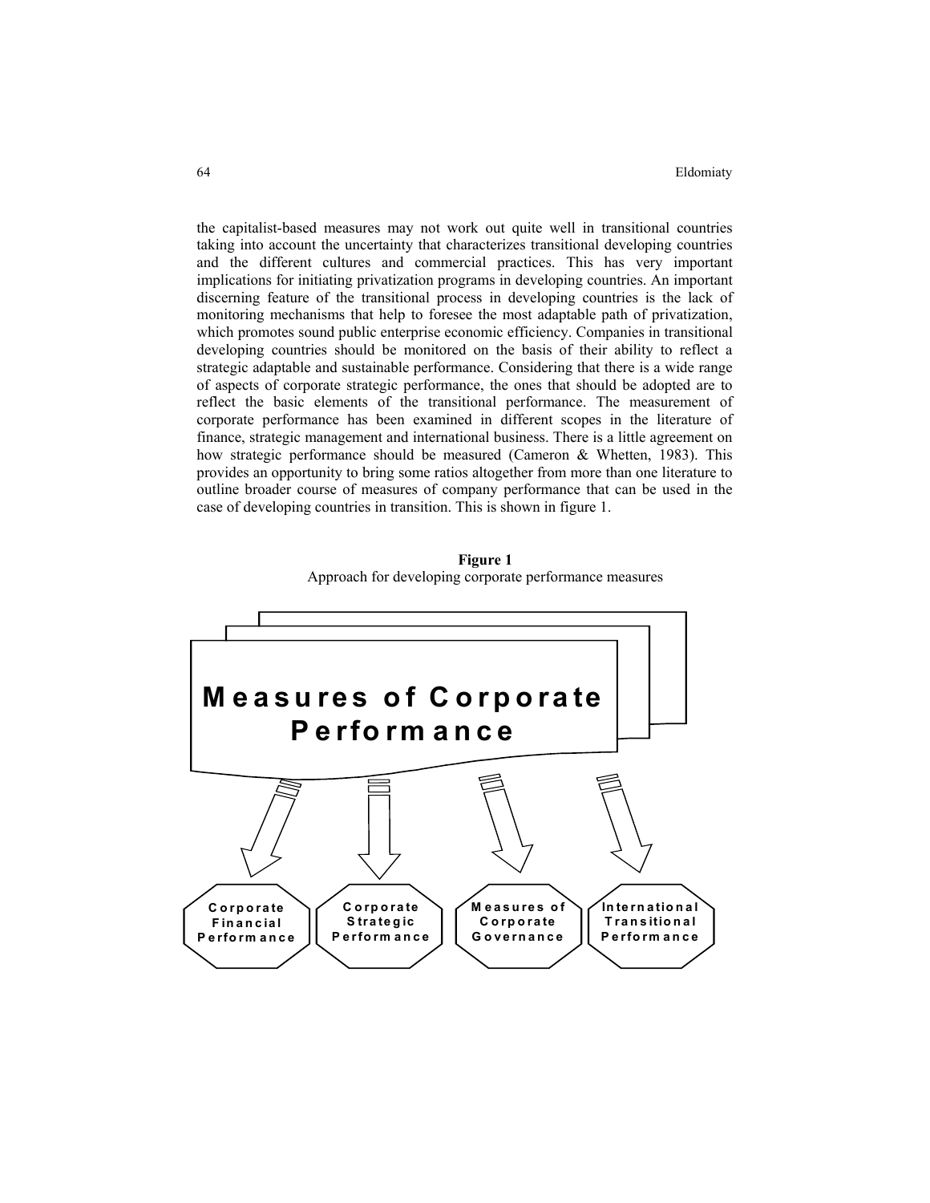the capitalist-based measures may not work out quite well in transitional countries taking into account the uncertainty that characterizes transitional developing countries and the different cultures and commercial practices. This has very important implications for initiating privatization programs in developing countries. An important discerning feature of the transitional process in developing countries is the lack of monitoring mechanisms that help to foresee the most adaptable path of privatization, which promotes sound public enterprise economic efficiency. Companies in transitional developing countries should be monitored on the basis of their ability to reflect a strategic adaptable and sustainable performance. Considering that there is a wide range of aspects of corporate strategic performance, the ones that should be adopted are to reflect the basic elements of the transitional performance. The measurement of corporate performance has been examined in different scopes in the literature of finance, strategic management and international business. There is a little agreement on how strategic performance should be measured (Cameron & Whetten, 1983). This provides an opportunity to bring some ratios altogether from more than one literature to outline broader course of measures of company performance that can be used in the case of developing countries in transition. This is shown in figure 1.

**Figure 1**
Approach for developing corporate performance measures

Measures of Corporate Performance

Corporate Financial Performance

Corporate Strategic Performance

Measures of Corporate Governance

International Transitional Performance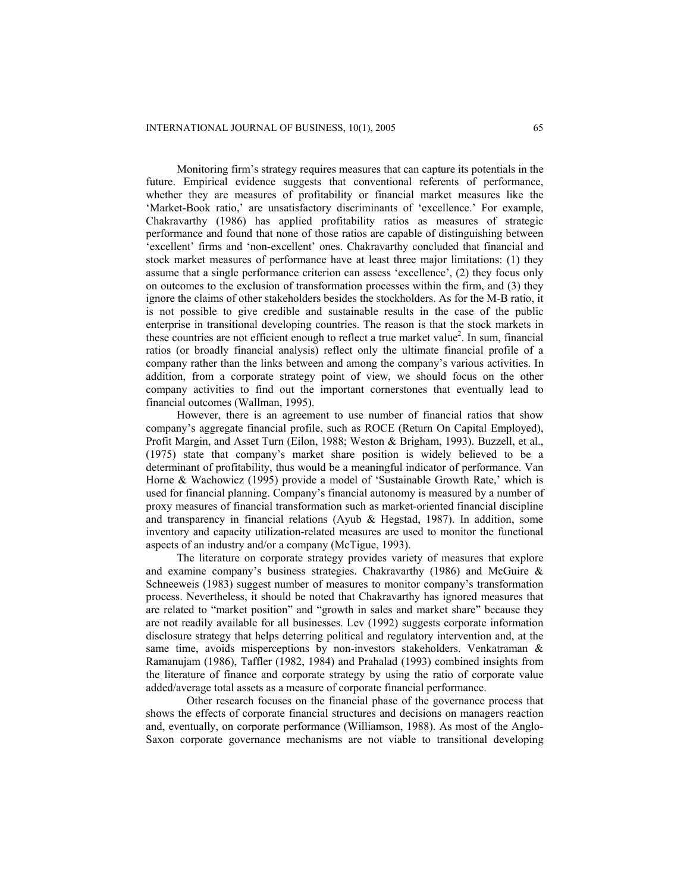Monitoring firm's strategy requires measures that can capture its potentials in the future. Empirical evidence suggests that conventional referents of performance, whether they are measures of profitability or financial market measures like the 'Market-Book ratio,' are unsatisfactory discriminants of 'excellence.' For example, Chakravarthy (1986) has applied profitability ratios as measures of strategic performance and found that none of those ratios are capable of distinguishing between 'excellent' firms and 'non-excellent' ones. Chakravarthy concluded that financial and stock market measures of performance have at least three major limitations: (1) they assume that a single performance criterion can assess 'excellence', (2) they focus only on outcomes to the exclusion of transformation processes within the firm, and (3) they ignore the claims of other stakeholders besides the stockholders. As for the M-B ratio, it is not possible to give credible and sustainable results in the case of the public enterprise in transitional developing countries. The reason is that the stock markets in these countries are not efficient enough to reflect a true market value[2]. In sum, financial ratios (or broadly financial analysis) reflect only the ultimate financial profile of a company rather than the links between and among the company's various activities. In addition, from a corporate strategy point of view, we should focus on the other company activities to find out the important cornerstones that eventually lead to financial outcomes (Wallman, 1995).

However, there is an agreement to use number of financial ratios that show company's aggregate financial profile, such as ROCE (Return On Capital Employed), Profit Margin, and Asset Turn (Eilon, 1988; Weston & Brigham, 1993). Buzzell, et al., (1975) state that company's market share position is widely believed to be a determinant of profitability, thus would be a meaningful indicator of performance. Van Horne & Wachowicz (1995) provide a model of 'Sustainable Growth Rate,' which is used for financial planning. Company's financial autonomy is measured by a number of proxy measures of financial transformation such as market-oriented financial discipline and transparency in financial relations (Ayub & Hegstad, 1987). In addition, some inventory and capacity utilization-related measures are used to monitor the functional aspects of an industry and/or a company (McTigue, 1993).

The literature on corporate strategy provides variety of measures that explore and examine company's business strategies. Chakravarthy (1986) and McGuire & Schneeweis (1983) suggest number of measures to monitor company's transformation process. Nevertheless, it should be noted that Chakravarthy has ignored measures that are related to "market position" and "growth in sales and market share" because they are not readily available for all businesses. Lev (1992) suggests corporate information disclosure strategy that helps deterring political and regulatory intervention and, at the same time, avoids misperceptions by non-investors stakeholders. Venkatraman & Ramanujam (1986), Taffler (1982, 1984) and Prahalad (1993) combined insights from the literature of finance and corporate strategy by using the ratio of corporate value added/average total assets as a measure of corporate financial performance.

Other research focuses on the financial phase of the governance process that shows the effects of corporate financial structures and decisions on managers reaction and, eventually, on corporate performance (Williamson, 1988). As most of the Anglo-Saxon corporate governance mechanisms are not viable to transitional developing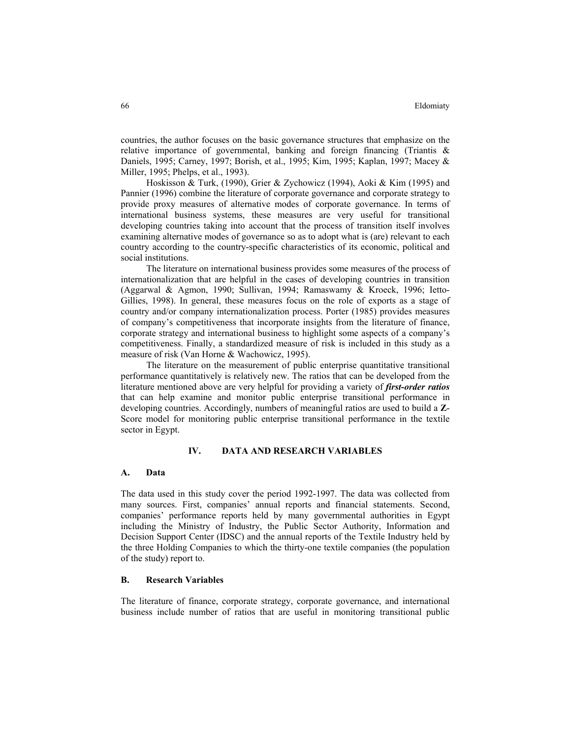countries, the author focuses on the basic governance structures that emphasize on the relative importance of governmental, banking and foreign financing (Triantis & Daniels, 1995; Carney, 1997; Borish, et al., 1995; Kim, 1995; Kaplan, 1997; Macey & Miller, 1995; Phelps, et al., 1993).

Hoskisson & Turk, (1990), Grier & Zychowicz (1994), Aoki & Kim (1995) and Pannier (1996) combine the literature of corporate governance and corporate strategy to provide proxy measures of alternative modes of corporate governance. In terms of international business systems, these measures are very useful for transitional developing countries taking into account that the process of transition itself involves examining alternative modes of governance so as to adopt what is (are) relevant to each country according to the country-specific characteristics of its economic, political and social institutions.

The literature on international business provides some measures of the process of internationalization that are helpful in the cases of developing countries in transition (Aggarwal & Agmon, 1990; Sullivan, 1994; Ramaswamy & Kroeck, 1996; Ietto-Gillies, 1998). In general, these measures focus on the role of exports as a stage of country and/or company internationalization process. Porter (1985) provides measures of company's competitiveness that incorporate insights from the literature of finance, corporate strategy and international business to highlight some aspects of a company's competitiveness. Finally, a standardized measure of risk is included in this study as a measure of risk (Van Horne & Wachowicz, 1995).

The literature on the measurement of public enterprise quantitative transitional performance quantitatively is relatively new. The ratios that can be developed from the literature mentioned above are very helpful for providing a variety of ***first-order ratios*** that can help examine and monitor public enterprise transitional performance in developing countries. Accordingly, numbers of meaningful ratios are used to build a **Z**-Score model for monitoring public enterprise transitional performance in the textile sector in Egypt.

## IV. DATA AND RESEARCH VARIABLES

### A. Data

The data used in this study cover the period 1992-1997. The data was collected from many sources. First, companies' annual reports and financial statements. Second, companies' performance reports held by many governmental authorities in Egypt including the Ministry of Industry, the Public Sector Authority, Information and Decision Support Center (IDSC) and the annual reports of the Textile Industry held by the three Holding Companies to which the thirty-one textile companies (the population of the study) report to.

### B. Research Variables

The literature of finance, corporate strategy, corporate governance, and international business include number of ratios that are useful in monitoring transitional public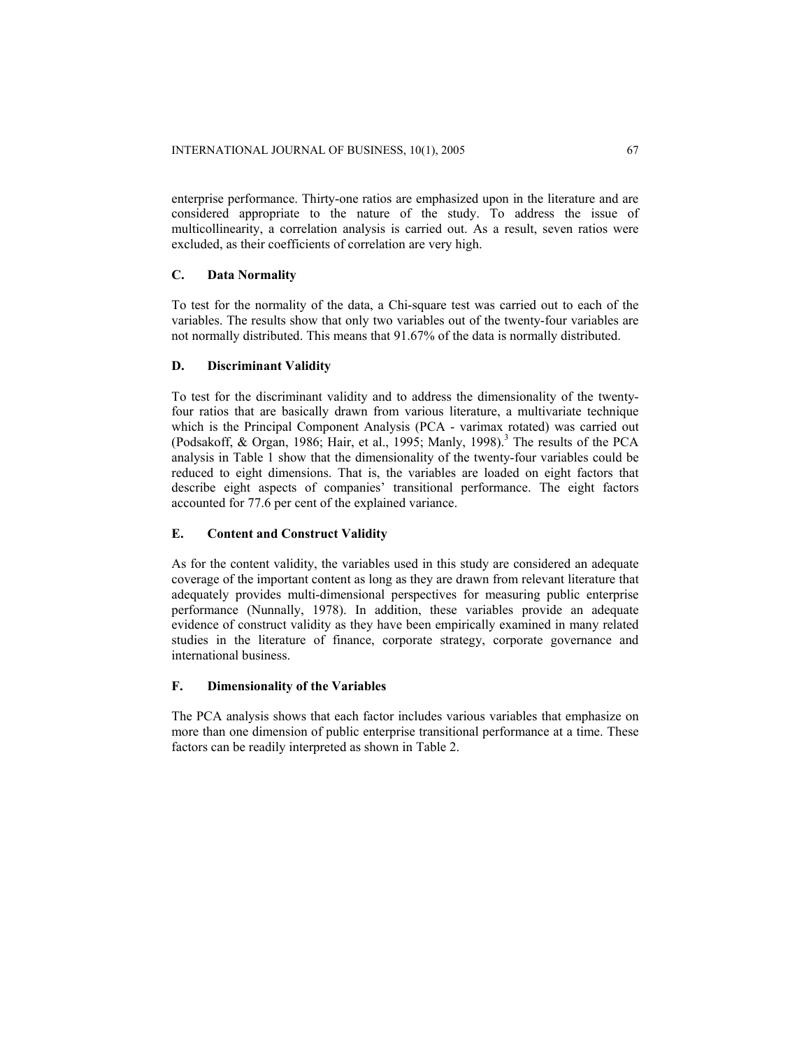enterprise performance. Thirty-one ratios are emphasized upon in the literature and are considered appropriate to the nature of the study. To address the issue of multicollinearity, a correlation analysis is carried out. As a result, seven ratios were excluded, as their coefficients of correlation are very high.

### C. Data Normality

To test for the normality of the data, a Chi-square test was carried out to each of the variables. The results show that only two variables out of the twenty-four variables are not normally distributed. This means that 91.67% of the data is normally distributed.

### D. Discriminant Validity

To test for the discriminant validity and to address the dimensionality of the twenty-four ratios that are basically drawn from various literature, a multivariate technique which is the Principal Component Analysis (PCA - varimax rotated) was carried out (Podsakoff, & Organ, 1986; Hair, et al., 1995; Manly, 1998).[3] The results of the PCA analysis in Table 1 show that the dimensionality of the twenty-four variables could be reduced to eight dimensions. That is, the variables are loaded on eight factors that describe eight aspects of companies' transitional performance. The eight factors accounted for 77.6 per cent of the explained variance.

### E. Content and Construct Validity

As for the content validity, the variables used in this study are considered an adequate coverage of the important content as long as they are drawn from relevant literature that adequately provides multi-dimensional perspectives for measuring public enterprise performance (Nunnally, 1978). In addition, these variables provide an adequate evidence of construct validity as they have been empirically examined in many related studies in the literature of finance, corporate strategy, corporate governance and international business.

### F. Dimensionality of the Variables

The PCA analysis shows that each factor includes various variables that emphasize on more than one dimension of public enterprise transitional performance at a time. These factors can be readily interpreted as shown in Table 2.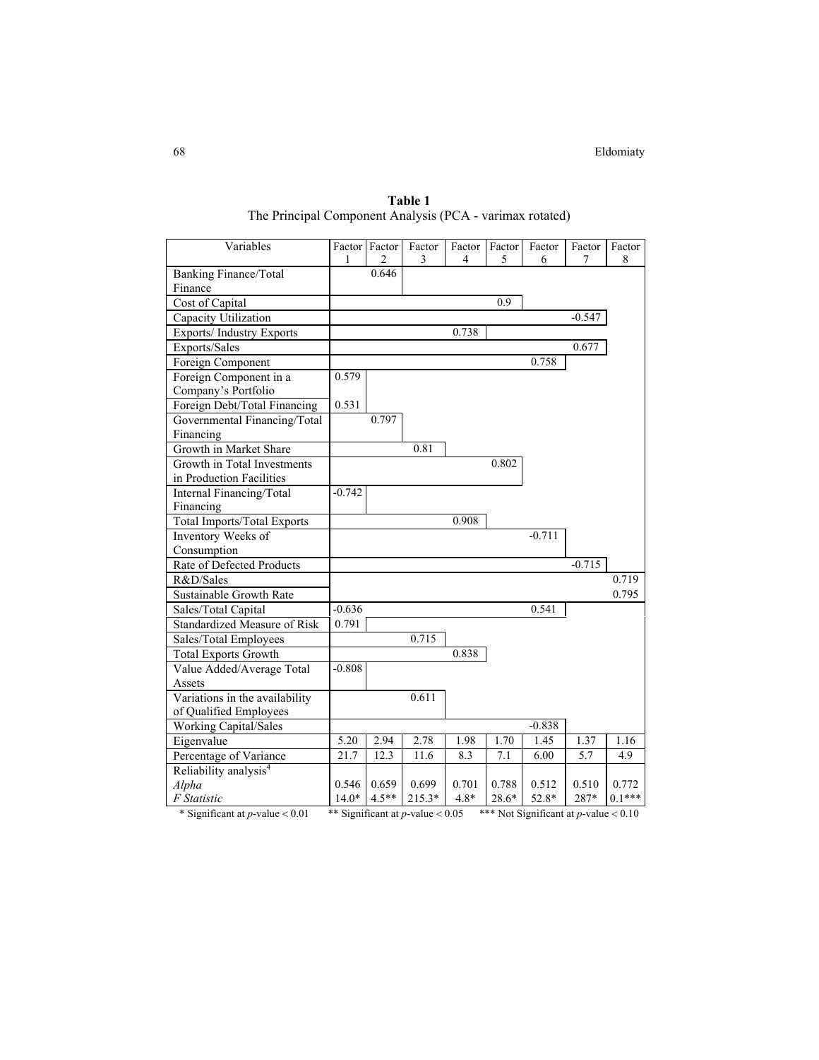**Table 1**
The Principal Component Analysis (PCA - varimax rotated)

| Variables | Factor 1 | Factor 2 | Factor 3 | Factor 4 | Factor 5 | Factor 6 | Factor 7 | Factor 8 |
|---|---|---|---|---|---|---|---|---|
| Banking Finance/Total Finance | | 0.646 | | | | | | |
| Cost of Capital | | | | | 0.9 | | | |
| Capacity Utilization | | | | | | | -0.547 | |
| Exports/ Industry Exports | | | | 0.738 | | | | |
| Exports/Sales | | | | | | | 0.677 | |
| Foreign Component | | | | | | 0.758 | | |
| Foreign Component in a Company's Portfolio | 0.579 | | | | | | | |
| Foreign Debt/Total Financing | 0.531 | | | | | | | |
| Governmental Financing/Total Financing | | 0.797 | | | | | | |
| Growth in Market Share | | | 0.81 | | | | | |
| Growth in Total Investments in Production Facilities | | | | | 0.802 | | | |
| Internal Financing/Total Financing | -0.742 | | | | | | | |
| Total Imports/Total Exports | | | | 0.908 | | | | |
| Inventory Weeks of Consumption | | | | | | -0.711 | | |
| Rate of Defected Products | | | | | | | -0.715 | |
| R&D/Sales | | | | | | | | 0.719 |
| Sustainable Growth Rate | | | | | | | | 0.795 |
| Sales/Total Capital | -0.636 | | | | | 0.541 | | |
| Standardized Measure of Risk | 0.791 | | | | | | | |
| Sales/Total Employees | | | 0.715 | | | | | |
| Total Exports Growth | | | | 0.838 | | | | |
| Value Added/Average Total Assets | -0.808 | | | | | | | |
| Variations in the availability of Qualified Employees | | | 0.611 | | | | | |
| Working Capital/Sales | | | | | | -0.838 | | |
| Eigenvalue | 5.20 | 2.94 | 2.78 | 1.98 | 1.70 | 1.45 | 1.37 | 1.16 |
| Percentage of Variance | 21.7 | 12.3 | 11.6 | 8.3 | 7.1 | 6.00 | 5.7 | 4.9 |
| Reliability analysis[4] | | | | | | | | |
| *Alpha* | 0.546 | 0.659 | 0.699 | 0.701 | 0.788 | 0.512 | 0.510 | 0.772 |
| *F Statistic* | 14.0* | 4.5** | 215.3* | 4.8* | 28.6* | 52.8* | 287* | 0.1*** |

\* Significant at *p*-value < 0.01  ** Significant at *p*-value < 0.05  *** Not Significant at *p*-value < 0.10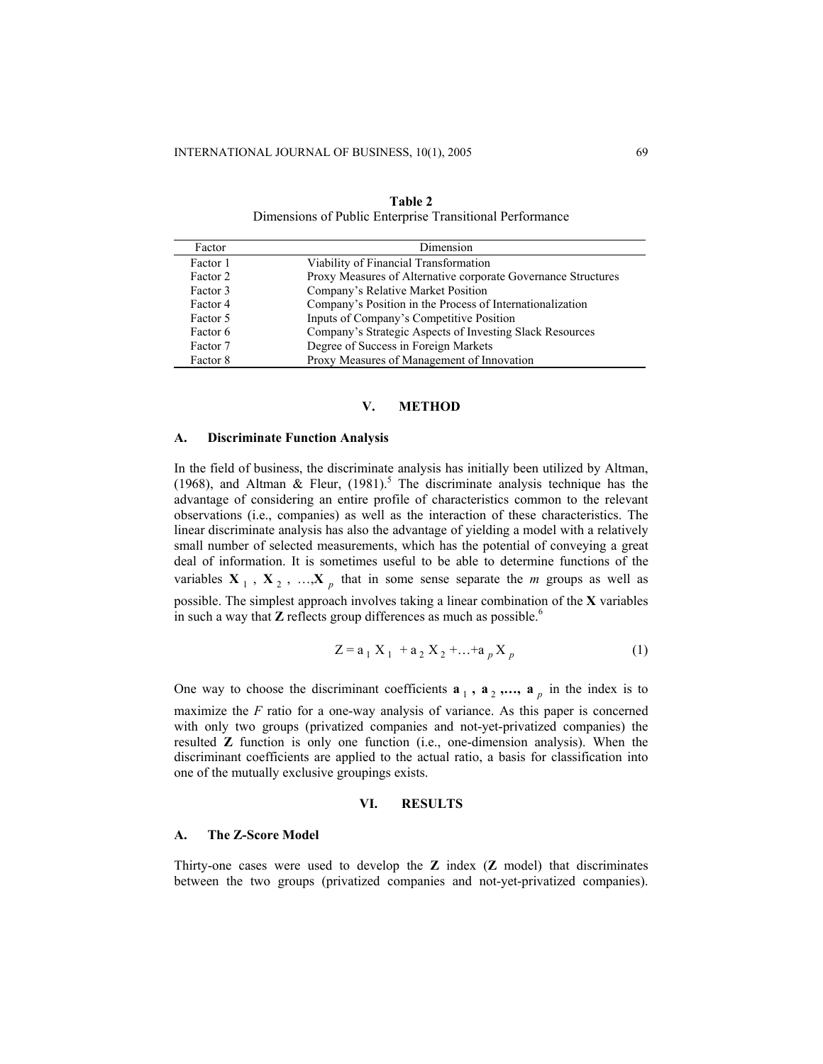**Table 2**
Dimensions of Public Enterprise Transitional Performance

| Factor | Dimension |
|---|---|
| Factor 1 | Viability of Financial Transformation |
| Factor 2 | Proxy Measures of Alternative corporate Governance Structures |
| Factor 3 | Company's Relative Market Position |
| Factor 4 | Company's Position in the Process of Internationalization |
| Factor 5 | Inputs of Company's Competitive Position |
| Factor 6 | Company's Strategic Aspects of Investing Slack Resources |
| Factor 7 | Degree of Success in Foreign Markets |
| Factor 8 | Proxy Measures of Management of Innovation |

## V. METHOD

### A. Discriminate Function Analysis

In the field of business, the discriminate analysis has initially been utilized by Altman, (1968), and Altman & Fleur, (1981).[5] The discriminate analysis technique has the advantage of considering an entire profile of characteristics common to the relevant observations (i.e., companies) as well as the interaction of these characteristics. The linear discriminate analysis has also the advantage of yielding a model with a relatively small number of selected measurements, which has the potential of conveying a great deal of information. It is sometimes useful to be able to determine functions of the variables $\mathbf{X}_1$, $\mathbf{X}_2$, …,$\mathbf{X}_p$ that in some sense separate the *m* groups as well as possible. The simplest approach involves taking a linear combination of the **X** variables in such a way that **Z** reflects group differences as much as possible.[6]

$$Z = a_1 X_1 + a_2 X_2 + \ldots + a_p X_p \tag{1}$$

One way to choose the discriminant coefficients $\mathbf{a}_1$, $\mathbf{a}_2$,…, $\mathbf{a}_p$ in the index is to maximize the *F* ratio for a one-way analysis of variance. As this paper is concerned with only two groups (privatized companies and not-yet-privatized companies) the resulted **Z** function is only one function (i.e., one-dimension analysis). When the discriminant coefficients are applied to the actual ratio, a basis for classification into one of the mutually exclusive groupings exists.

## VI. RESULTS

### A. The Z-Score Model

Thirty-one cases were used to develop the **Z** index (**Z** model) that discriminates between the two groups (privatized companies and not-yet-privatized companies).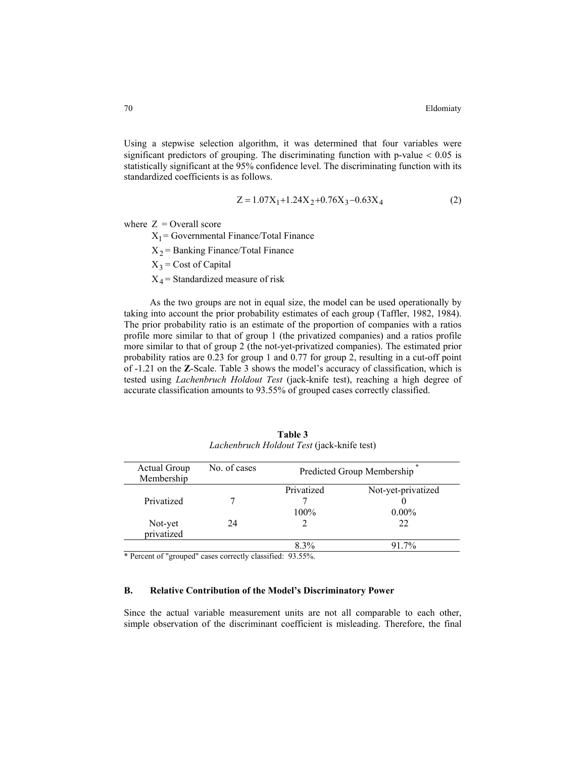Using a stepwise selection algorithm, it was determined that four variables were significant predictors of grouping. The discriminating function with p-value < 0.05 is statistically significant at the 95% confidence level. The discriminating function with its standardized coefficients is as follows.

$$Z = 1.07X_1 + 1.24X_2 + 0.76X_3 - 0.63X_4 \tag{2}$$

where $Z$ = Overall score

$X_1$ = Governmental Finance/Total Finance

$X_2$ = Banking Finance/Total Finance

$X_3$ = Cost of Capital

$X_4$ = Standardized measure of risk

As the two groups are not in equal size, the model can be used operationally by taking into account the prior probability estimates of each group (Taffler, 1982, 1984). The prior probability ratio is an estimate of the proportion of companies with a ratios profile more similar to that of group 1 (the privatized companies) and a ratios profile more similar to that of group 2 (the not-yet-privatized companies). The estimated prior probability ratios are 0.23 for group 1 and 0.77 for group 2, resulting in a cut-off point of -1.21 on the **Z**-Scale. Table 3 shows the model's accuracy of classification, which is tested using *Lachenbruch Holdout Test* (jack-knife test), reaching a high degree of accurate classification amounts to 93.55% of grouped cases correctly classified.

**Table 3**
*Lachenbruch Holdout Test* (jack-knife test)

| Actual Group Membership | No. of cases | Predicted Group Membership * | |
|---|---|---|---|
| | | Privatized | Not-yet-privatized |
| Privatized | 7 | 7 | 0 |
| | | 100% | 0.00% |
| Not-yet privatized | 24 | 2 | 22 |
| | | 8.3% | 91.7% |

\* Percent of "grouped" cases correctly classified: 93.55%.

### B. Relative Contribution of the Model's Discriminatory Power

Since the actual variable measurement units are not all comparable to each other, simple observation of the discriminant coefficient is misleading. Therefore, the final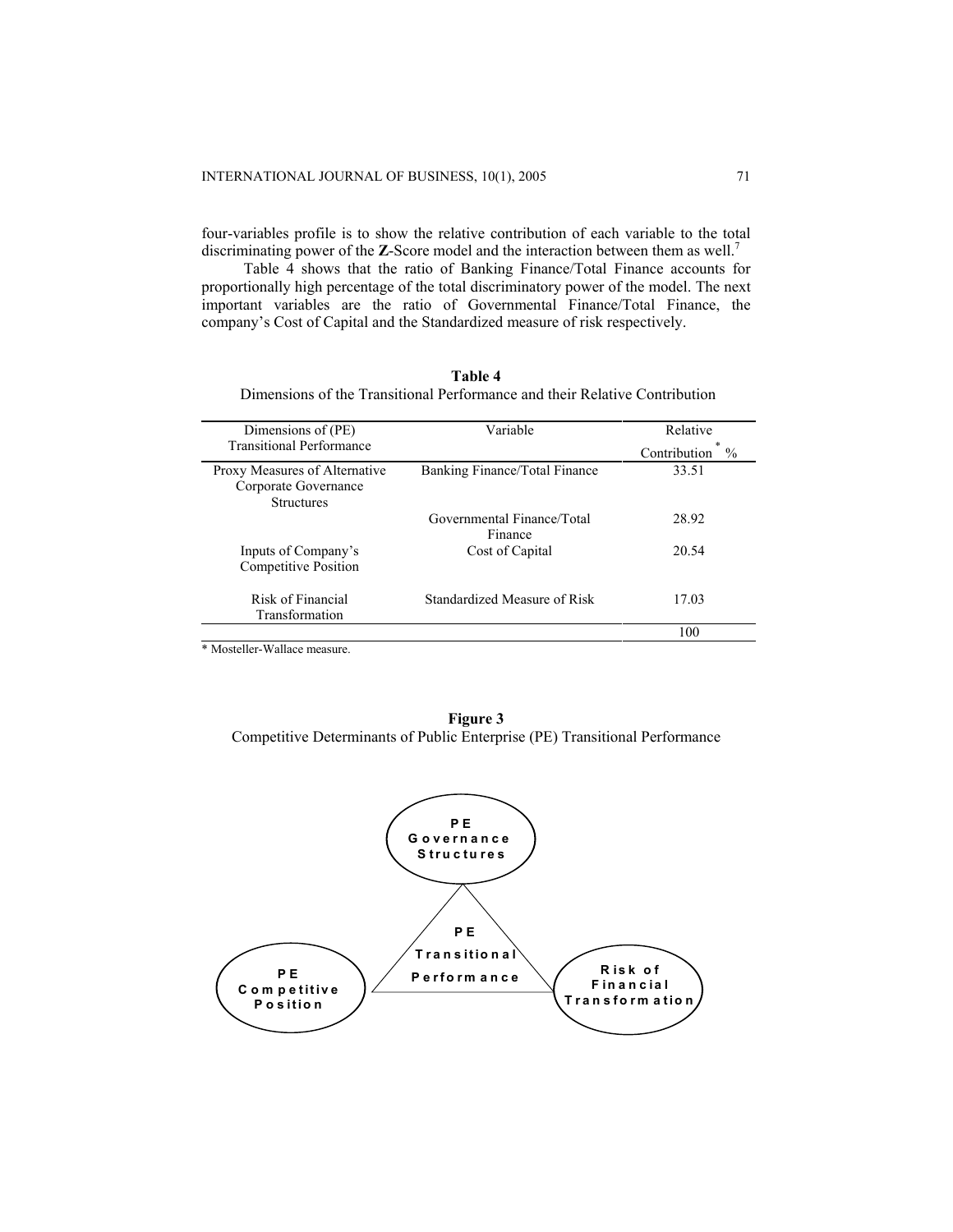four-variables profile is to show the relative contribution of each variable to the total discriminating power of the **Z**-Score model and the interaction between them as well.[7]

Table 4 shows that the ratio of Banking Finance/Total Finance accounts for proportionally high percentage of the total discriminatory power of the model. The next important variables are the ratio of Governmental Finance/Total Finance, the company's Cost of Capital and the Standardized measure of risk respectively.

**Table 4**

Dimensions of the Transitional Performance and their Relative Contribution

| Dimensions of (PE) Transitional Performance | Variable | Relative Contribution* % |
|---|---|---|
| Proxy Measures of Alternative Corporate Governance Structures | Banking Finance/Total Finance | 33.51 |
| | Governmental Finance/Total Finance | 28.92 |
| Inputs of Company's Competitive Position | Cost of Capital | 20.54 |
| Risk of Financial Transformation | Standardized Measure of Risk | 17.03 |
| | | 100 |

* Mosteller-Wallace measure.

**Figure 3**

Competitive Determinants of Public Enterprise (PE) Transitional Performance

PE Governance Structures

PE Transitional Performance

PE Competitive Position

Risk of Financial Transformation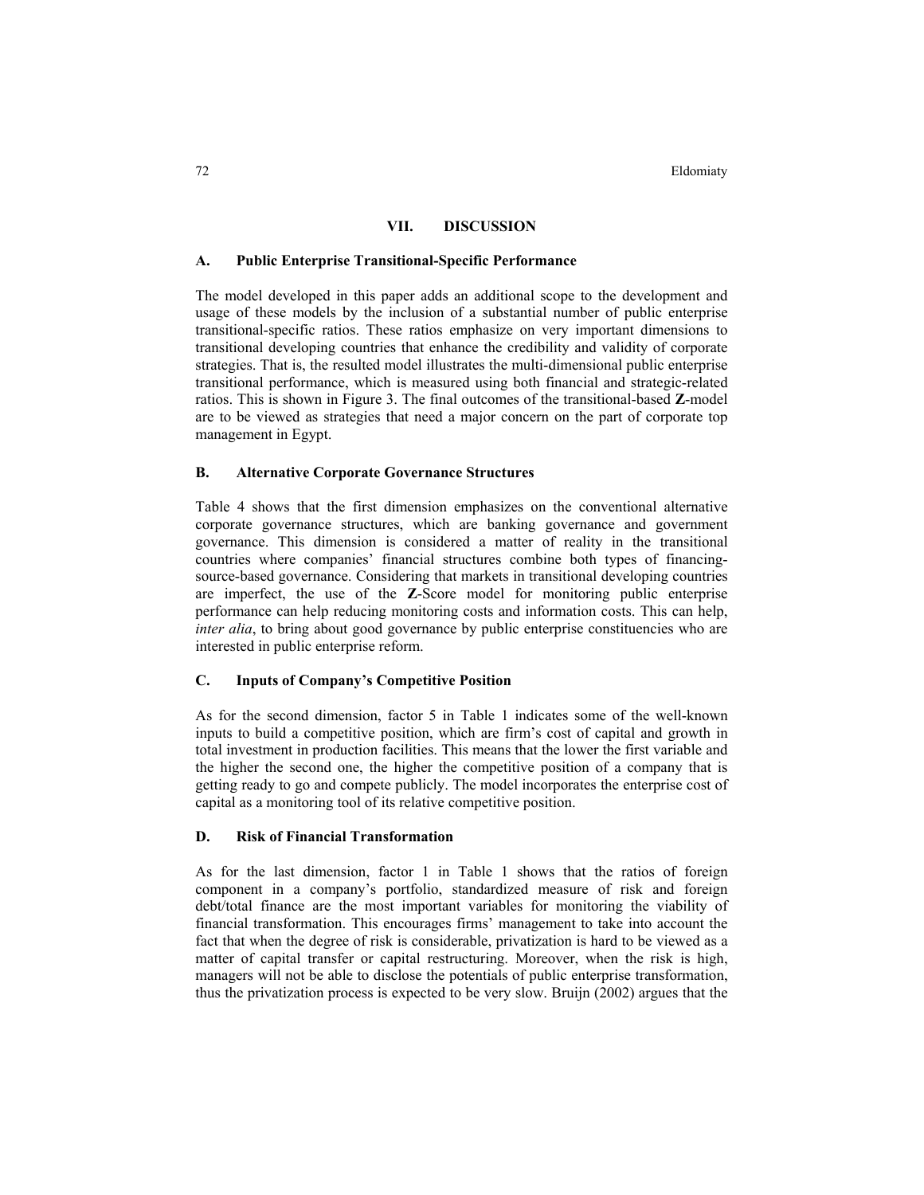## VII. DISCUSSION

### A. Public Enterprise Transitional-Specific Performance

The model developed in this paper adds an additional scope to the development and usage of these models by the inclusion of a substantial number of public enterprise transitional-specific ratios. These ratios emphasize on very important dimensions to transitional developing countries that enhance the credibility and validity of corporate strategies. That is, the resulted model illustrates the multi-dimensional public enterprise transitional performance, which is measured using both financial and strategic-related ratios. This is shown in Figure 3. The final outcomes of the transitional-based **Z**-model are to be viewed as strategies that need a major concern on the part of corporate top management in Egypt.

### B. Alternative Corporate Governance Structures

Table 4 shows that the first dimension emphasizes on the conventional alternative corporate governance structures, which are banking governance and government governance. This dimension is considered a matter of reality in the transitional countries where companies' financial structures combine both types of financing-source-based governance. Considering that markets in transitional developing countries are imperfect, the use of the **Z**-Score model for monitoring public enterprise performance can help reducing monitoring costs and information costs. This can help, *inter alia*, to bring about good governance by public enterprise constituencies who are interested in public enterprise reform.

### C. Inputs of Company's Competitive Position

As for the second dimension, factor 5 in Table 1 indicates some of the well-known inputs to build a competitive position, which are firm's cost of capital and growth in total investment in production facilities. This means that the lower the first variable and the higher the second one, the higher the competitive position of a company that is getting ready to go and compete publicly. The model incorporates the enterprise cost of capital as a monitoring tool of its relative competitive position.

### D. Risk of Financial Transformation

As for the last dimension, factor 1 in Table 1 shows that the ratios of foreign component in a company's portfolio, standardized measure of risk and foreign debt/total finance are the most important variables for monitoring the viability of financial transformation. This encourages firms' management to take into account the fact that when the degree of risk is considerable, privatization is hard to be viewed as a matter of capital transfer or capital restructuring. Moreover, when the risk is high, managers will not be able to disclose the potentials of public enterprise transformation, thus the privatization process is expected to be very slow. Bruijn (2002) argues that the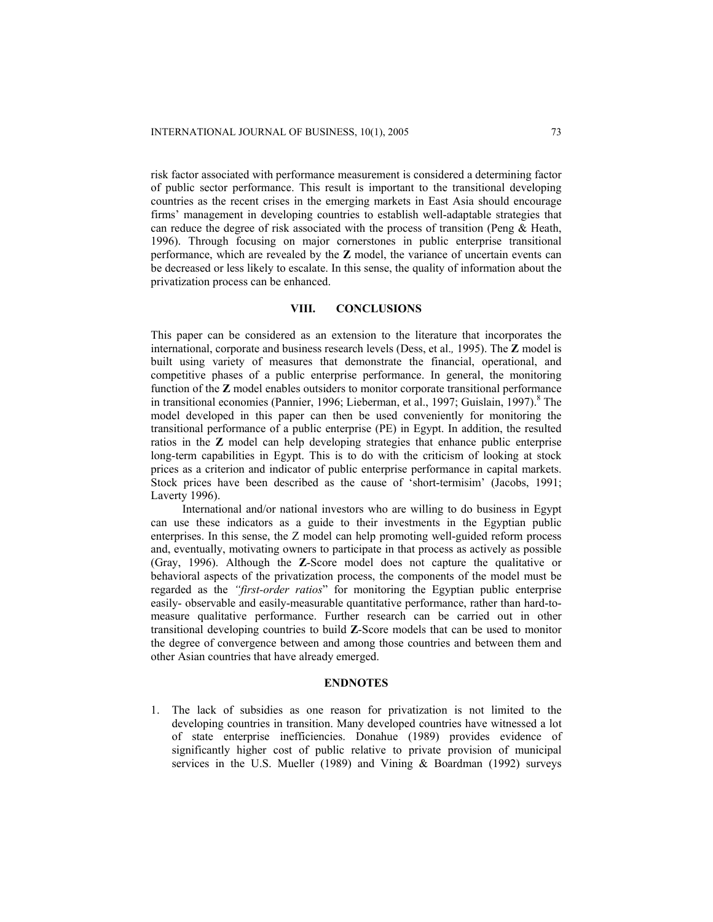risk factor associated with performance measurement is considered a determining factor of public sector performance. This result is important to the transitional developing countries as the recent crises in the emerging markets in East Asia should encourage firms' management in developing countries to establish well-adaptable strategies that can reduce the degree of risk associated with the process of transition (Peng & Heath, 1996). Through focusing on major cornerstones in public enterprise transitional performance, which are revealed by the **Z** model, the variance of uncertain events can be decreased or less likely to escalate. In this sense, the quality of information about the privatization process can be enhanced.

## VIII. CONCLUSIONS

This paper can be considered as an extension to the literature that incorporates the international, corporate and business research levels (Dess, et al*.,* 1995). The **Z** model is built using variety of measures that demonstrate the financial, operational, and competitive phases of a public enterprise performance. In general, the monitoring function of the **Z** model enables outsiders to monitor corporate transitional performance in transitional economies (Pannier, 1996; Lieberman, et al., 1997; Guislain, 1997).[8] The model developed in this paper can then be used conveniently for monitoring the transitional performance of a public enterprise (PE) in Egypt. In addition, the resulted ratios in the **Z** model can help developing strategies that enhance public enterprise long-term capabilities in Egypt. This is to do with the criticism of looking at stock prices as a criterion and indicator of public enterprise performance in capital markets. Stock prices have been described as the cause of 'short-termisim' (Jacobs, 1991; Laverty 1996).

International and/or national investors who are willing to do business in Egypt can use these indicators as a guide to their investments in the Egyptian public enterprises. In this sense, the Z model can help promoting well-guided reform process and, eventually, motivating owners to participate in that process as actively as possible (Gray, 1996). Although the **Z**-Score model does not capture the qualitative or behavioral aspects of the privatization process, the components of the model must be regarded as the *"first-order ratios*" for monitoring the Egyptian public enterprise easily- observable and easily-measurable quantitative performance, rather than hard-to-measure qualitative performance. Further research can be carried out in other transitional developing countries to build **Z**-Score models that can be used to monitor the degree of convergence between and among those countries and between them and other Asian countries that have already emerged.

## ENDNOTES

1. The lack of subsidies as one reason for privatization is not limited to the developing countries in transition. Many developed countries have witnessed a lot of state enterprise inefficiencies. Donahue (1989) provides evidence of significantly higher cost of public relative to private provision of municipal services in the U.S. Mueller (1989) and Vining & Boardman (1992) surveys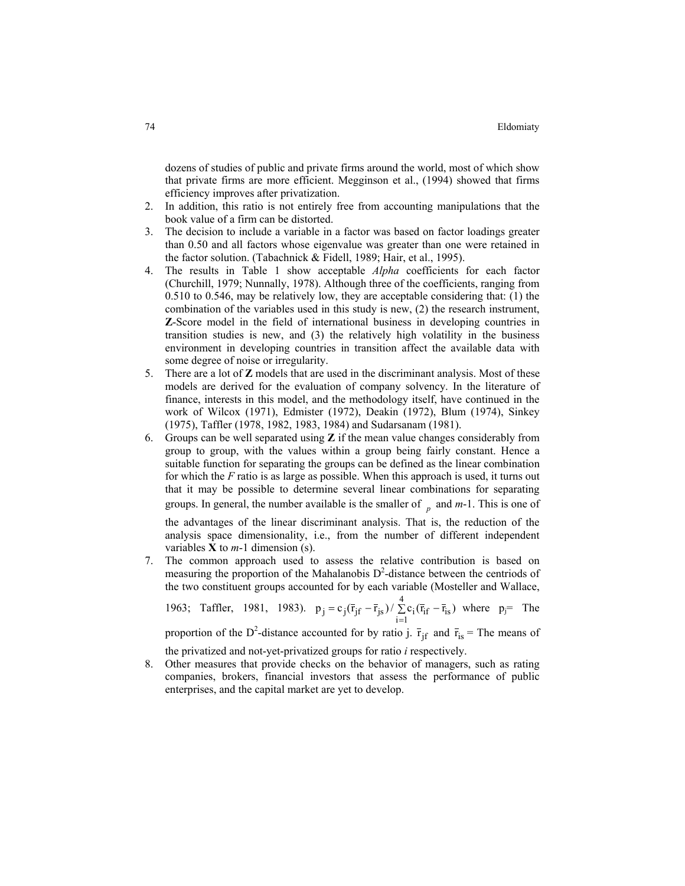dozens of studies of public and private firms around the world, most of which show that private firms are more efficient. Megginson et al., (1994) showed that firms efficiency improves after privatization.

2. In addition, this ratio is not entirely free from accounting manipulations that the book value of a firm can be distorted.
3. The decision to include a variable in a factor was based on factor loadings greater than 0.50 and all factors whose eigenvalue was greater than one were retained in the factor solution. (Tabachnick & Fidell, 1989; Hair, et al., 1995).
4. The results in Table 1 show acceptable *Alpha* coefficients for each factor (Churchill, 1979; Nunnally, 1978). Although three of the coefficients, ranging from 0.510 to 0.546, may be relatively low, they are acceptable considering that: (1) the combination of the variables used in this study is new, (2) the research instrument, **Z**-Score model in the field of international business in developing countries in transition studies is new, and (3) the relatively high volatility in the business environment in developing countries in transition affect the available data with some degree of noise or irregularity.
5. There are a lot of **Z** models that are used in the discriminant analysis. Most of these models are derived for the evaluation of company solvency. In the literature of finance, interests in this model, and the methodology itself, have continued in the work of Wilcox (1971), Edmister (1972), Deakin (1972), Blum (1974), Sinkey (1975), Taffler (1978, 1982, 1983, 1984) and Sudarsanam (1981).
6. Groups can be well separated using **Z** if the mean value changes considerably from group to group, with the values within a group being fairly constant. Hence a suitable function for separating the groups can be defined as the linear combination for which the *F* ratio is as large as possible. When this approach is used, it turns out that it may be possible to determine several linear combinations for separating groups. In general, the number available is the smaller of $p$ and $m$-1. This is one of the advantages of the linear discriminant analysis. That is, the reduction of the analysis space dimensionality, i.e., from the number of different independent variables **X** to $m$-1 dimension (s).
7. The common approach used to assess the relative contribution is based on measuring the proportion of the Mahalanobis $D^2$-distance between the centriods of the two constituent groups accounted for by each variable (Mosteller and Wallace, 1963; Taffler, 1981, 1983). $p_j = c_j(\bar{r}_{jf} - \bar{r}_{js}) / \sum_{i=1}^{4} c_i(\bar{r}_{if} - \bar{r}_{is})$ where $p_j$= The proportion of the $D^2$-distance accounted for by ratio j. $\bar{r}_{jf}$ and $\bar{r}_{is}$ = The means of the privatized and not-yet-privatized groups for ratio *i* respectively.
8. Other measures that provide checks on the behavior of managers, such as rating companies, brokers, financial investors that assess the performance of public enterprises, and the capital market are yet to develop.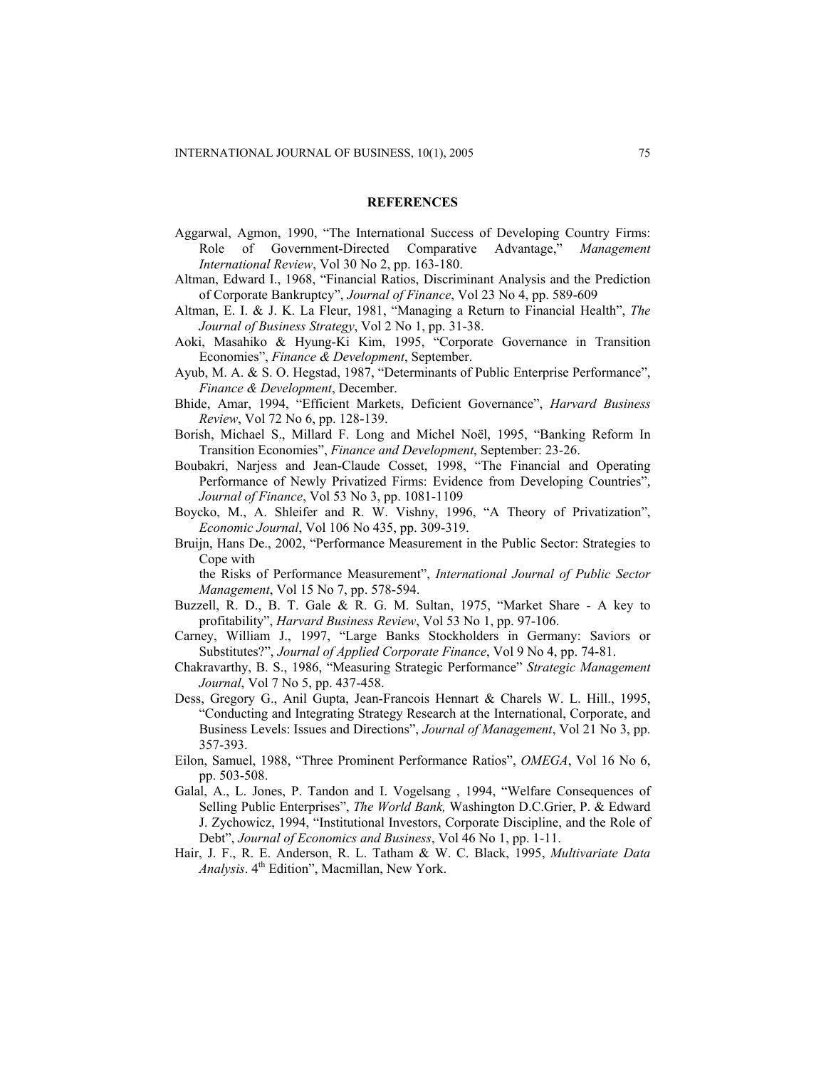## REFERENCES

Aggarwal, Agmon, 1990, "The International Success of Developing Country Firms: Role of Government-Directed Comparative Advantage," *Management International Review*, Vol 30 No 2, pp. 163-180.

Altman, Edward I., 1968, "Financial Ratios, Discriminant Analysis and the Prediction of Corporate Bankruptcy", *Journal of Finance*, Vol 23 No 4, pp. 589-609

Altman, E. I. & J. K. La Fleur, 1981, "Managing a Return to Financial Health", *The Journal of Business Strategy*, Vol 2 No 1, pp. 31-38.

Aoki, Masahiko & Hyung-Ki Kim, 1995, "Corporate Governance in Transition Economies", *Finance & Development*, September.

Ayub, M. A. & S. O. Hegstad, 1987, "Determinants of Public Enterprise Performance", *Finance & Development*, December.

Bhide, Amar, 1994, "Efficient Markets, Deficient Governance", *Harvard Business Review*, Vol 72 No 6, pp. 128-139.

Borish, Michael S., Millard F. Long and Michel Noël, 1995, "Banking Reform In Transition Economies", *Finance and Development*, September: 23-26.

Boubakri, Narjess and Jean-Claude Cosset, 1998, "The Financial and Operating Performance of Newly Privatized Firms: Evidence from Developing Countries", *Journal of Finance*, Vol 53 No 3, pp. 1081-1109

Boycko, M., A. Shleifer and R. W. Vishny, 1996, "A Theory of Privatization", *Economic Journal*, Vol 106 No 435, pp. 309-319.

Bruijn, Hans De., 2002, "Performance Measurement in the Public Sector: Strategies to Cope with
the Risks of Performance Measurement", *International Journal of Public Sector Management*, Vol 15 No 7, pp. 578-594.

Buzzell, R. D., B. T. Gale & R. G. M. Sultan, 1975, "Market Share - A key to profitability", *Harvard Business Review*, Vol 53 No 1, pp. 97-106.

Carney, William J., 1997, "Large Banks Stockholders in Germany: Saviors or Substitutes?", *Journal of Applied Corporate Finance*, Vol 9 No 4, pp. 74-81.

Chakravarthy, B. S., 1986, "Measuring Strategic Performance" *Strategic Management Journal*, Vol 7 No 5, pp. 437-458.

Dess, Gregory G., Anil Gupta, Jean-Francois Hennart & Charels W. L. Hill., 1995, "Conducting and Integrating Strategy Research at the International, Corporate, and Business Levels: Issues and Directions", *Journal of Management*, Vol 21 No 3, pp. 357-393.

Eilon, Samuel, 1988, "Three Prominent Performance Ratios", *OMEGA*, Vol 16 No 6, pp. 503-508.

Galal, A., L. Jones, P. Tandon and I. Vogelsang , 1994, "Welfare Consequences of Selling Public Enterprises", *The World Bank,* Washington D.C.Grier, P. & Edward J. Zychowicz, 1994, "Institutional Investors, Corporate Discipline, and the Role of Debt", *Journal of Economics and Business*, Vol 46 No 1, pp. 1-11.

Hair, J. F., R. E. Anderson, R. L. Tatham & W. C. Black, 1995, *Multivariate Data Analysis*. 4th Edition", Macmillan, New York.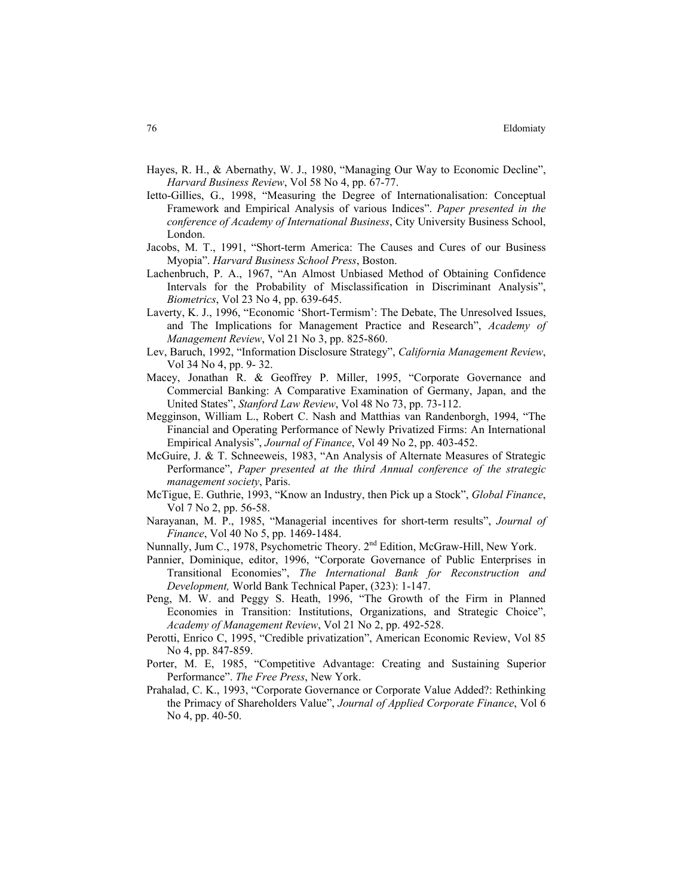Hayes, R. H., & Abernathy, W. J., 1980, "Managing Our Way to Economic Decline", *Harvard Business Review*, Vol 58 No 4, pp. 67-77.

Ietto-Gillies, G., 1998, "Measuring the Degree of Internationalisation: Conceptual Framework and Empirical Analysis of various Indices". *Paper presented in the conference of Academy of International Business*, City University Business School, London.

Jacobs, M. T., 1991, "Short-term America: The Causes and Cures of our Business Myopia". *Harvard Business School Press*, Boston.

Lachenbruch, P. A., 1967, "An Almost Unbiased Method of Obtaining Confidence Intervals for the Probability of Misclassification in Discriminant Analysis", *Biometrics*, Vol 23 No 4, pp. 639-645.

Laverty, K. J., 1996, "Economic 'Short-Termism': The Debate, The Unresolved Issues, and The Implications for Management Practice and Research", *Academy of Management Review*, Vol 21 No 3, pp. 825-860.

Lev, Baruch, 1992, "Information Disclosure Strategy", *California Management Review*, Vol 34 No 4, pp. 9- 32.

Macey, Jonathan R. & Geoffrey P. Miller, 1995, "Corporate Governance and Commercial Banking: A Comparative Examination of Germany, Japan, and the United States", *Stanford Law Review*, Vol 48 No 73, pp. 73-112.

Megginson, William L., Robert C. Nash and Matthias van Randenborgh, 1994, "The Financial and Operating Performance of Newly Privatized Firms: An International Empirical Analysis", *Journal of Finance*, Vol 49 No 2, pp. 403-452.

McGuire, J. & T. Schneeweis, 1983, "An Analysis of Alternate Measures of Strategic Performance", *Paper presented at the third Annual conference of the strategic management society*, Paris.

McTigue, E. Guthrie, 1993, "Know an Industry, then Pick up a Stock", *Global Finance*, Vol 7 No 2, pp. 56-58.

Narayanan, M. P., 1985, "Managerial incentives for short-term results", *Journal of Finance*, Vol 40 No 5, pp. 1469-1484.

Nunnally, Jum C., 1978, Psychometric Theory. 2nd Edition, McGraw-Hill, New York.

Pannier, Dominique, editor, 1996, "Corporate Governance of Public Enterprises in Transitional Economies", *The International Bank for Reconstruction and Development,* World Bank Technical Paper, (323): 1-147.

Peng, M. W. and Peggy S. Heath, 1996, "The Growth of the Firm in Planned Economies in Transition: Institutions, Organizations, and Strategic Choice", *Academy of Management Review*, Vol 21 No 2, pp. 492-528.

Perotti, Enrico C, 1995, "Credible privatization", American Economic Review, Vol 85 No 4, pp. 847-859.

Porter, M. E, 1985, "Competitive Advantage: Creating and Sustaining Superior Performance". *The Free Press*, New York.

Prahalad, C. K., 1993, "Corporate Governance or Corporate Value Added?: Rethinking the Primacy of Shareholders Value", *Journal of Applied Corporate Finance*, Vol 6 No 4, pp. 40-50.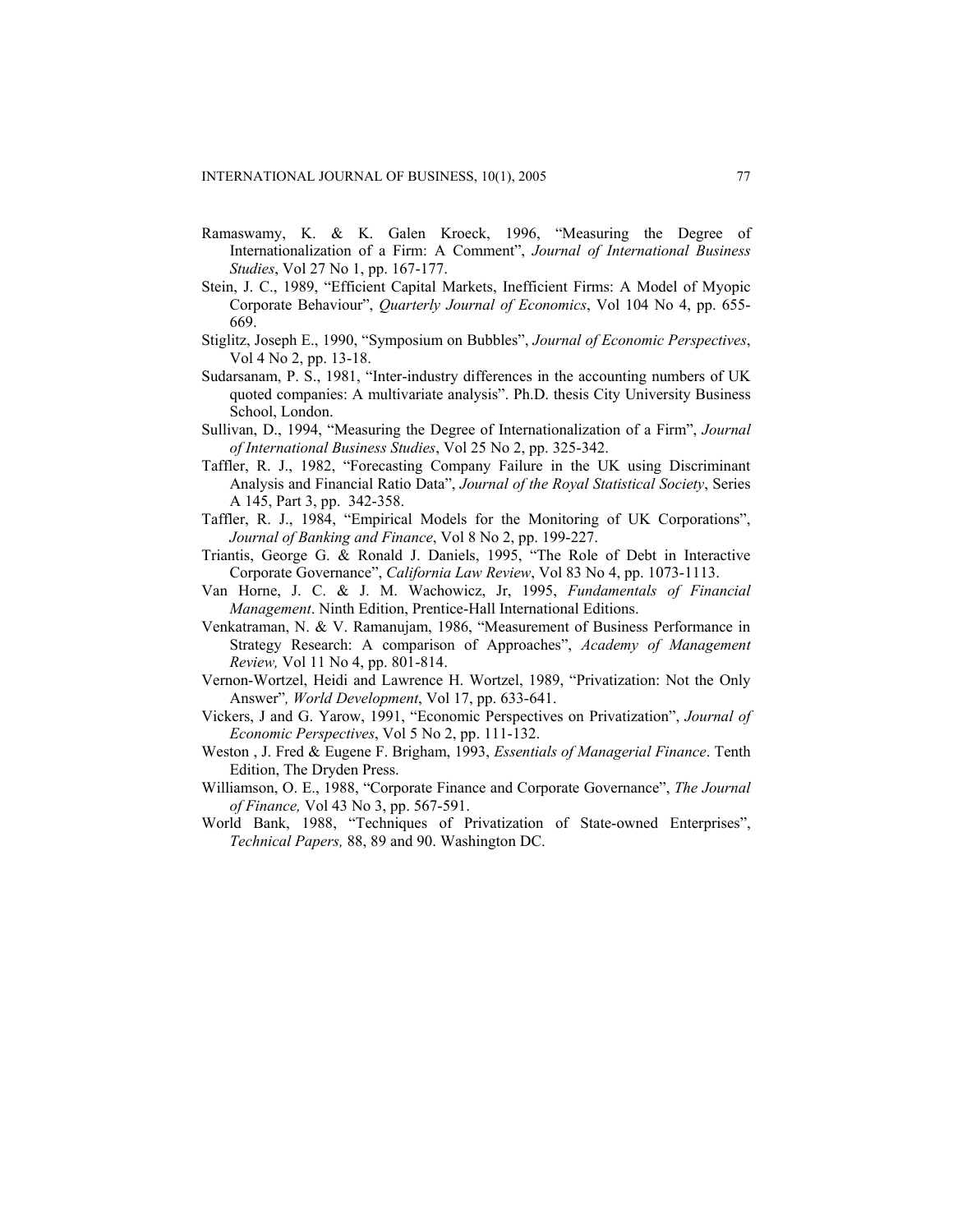Ramaswamy, K. & K. Galen Kroeck, 1996, "Measuring the Degree of Internationalization of a Firm: A Comment", *Journal of International Business Studies*, Vol 27 No 1, pp. 167-177.

Stein, J. C., 1989, "Efficient Capital Markets, Inefficient Firms: A Model of Myopic Corporate Behaviour", *Quarterly Journal of Economics*, Vol 104 No 4, pp. 655-669.

Stiglitz, Joseph E., 1990, "Symposium on Bubbles", *Journal of Economic Perspectives*, Vol 4 No 2, pp. 13-18.

Sudarsanam, P. S., 1981, "Inter-industry differences in the accounting numbers of UK quoted companies: A multivariate analysis". Ph.D. thesis City University Business School, London.

Sullivan, D., 1994, "Measuring the Degree of Internationalization of a Firm", *Journal of International Business Studies*, Vol 25 No 2, pp. 325-342.

Taffler, R. J., 1982, "Forecasting Company Failure in the UK using Discriminant Analysis and Financial Ratio Data", *Journal of the Royal Statistical Society*, Series A 145, Part 3, pp. 342-358.

Taffler, R. J., 1984, "Empirical Models for the Monitoring of UK Corporations", *Journal of Banking and Finance*, Vol 8 No 2, pp. 199-227.

Triantis, George G. & Ronald J. Daniels, 1995, "The Role of Debt in Interactive Corporate Governance", *California Law Review*, Vol 83 No 4, pp. 1073-1113.

Van Horne, J. C. & J. M. Wachowicz, Jr, 1995, *Fundamentals of Financial Management*. Ninth Edition, Prentice-Hall International Editions.

Venkatraman, N. & V. Ramanujam, 1986, "Measurement of Business Performance in Strategy Research: A comparison of Approaches", *Academy of Management Review,* Vol 11 No 4, pp. 801-814.

Vernon-Wortzel, Heidi and Lawrence H. Wortzel, 1989, "Privatization: Not the Only Answer"*, World Development*, Vol 17, pp. 633-641.

Vickers, J and G. Yarow, 1991, "Economic Perspectives on Privatization", *Journal of Economic Perspectives*, Vol 5 No 2, pp. 111-132.

Weston , J. Fred & Eugene F. Brigham, 1993, *Essentials of Managerial Finance*. Tenth Edition, The Dryden Press.

Williamson, O. E., 1988, "Corporate Finance and Corporate Governance", *The Journal of Finance,* Vol 43 No 3, pp. 567-591.

World Bank, 1988, "Techniques of Privatization of State-owned Enterprises", *Technical Papers,* 88, 89 and 90. Washington DC.